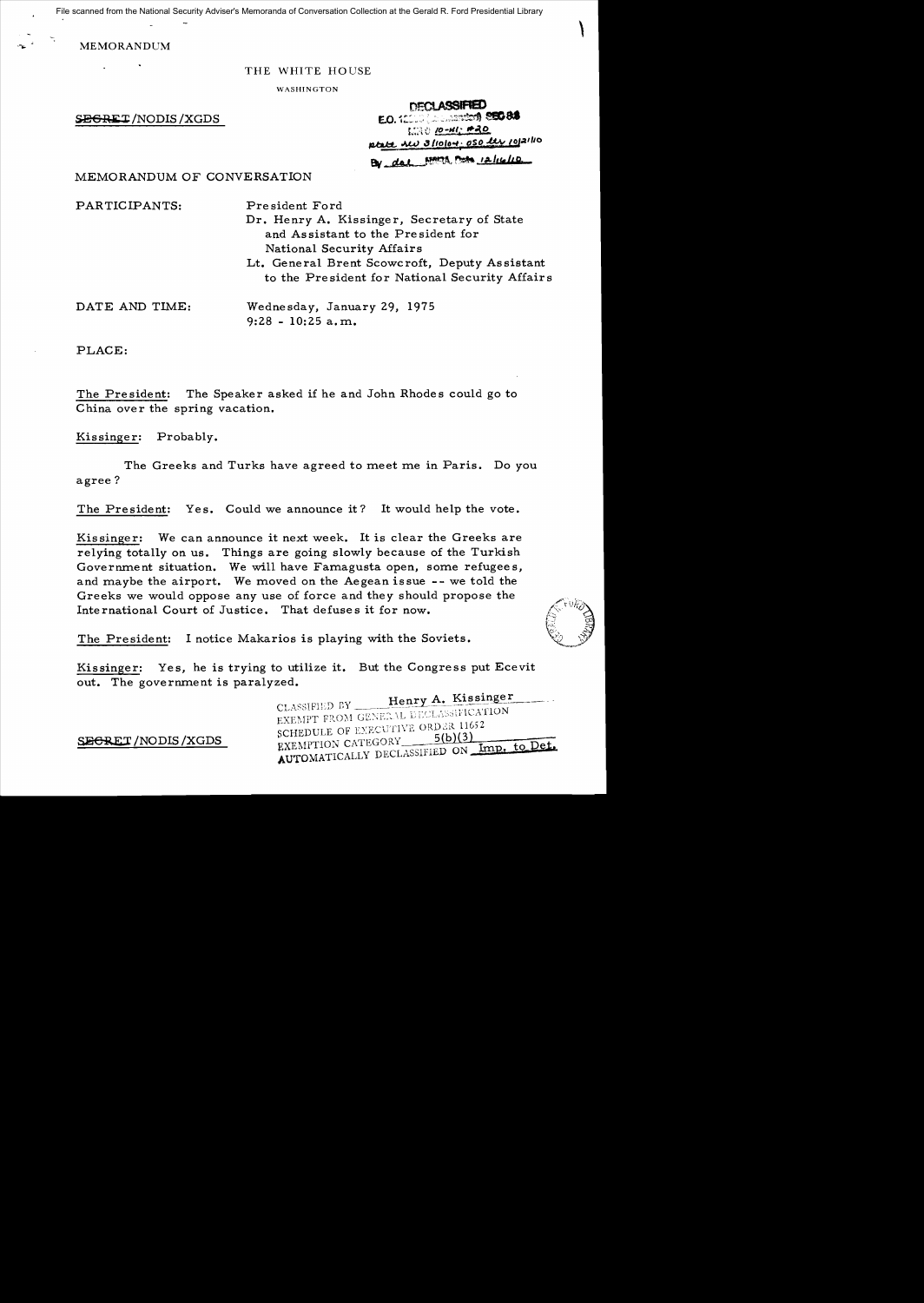File scanned from the National Security Adviser's Memoranda of Conversation Collection at the Gerald R. Ford Presidential Library

MEMORANDUM

THE WHITE HOUSE

WASHINGTON

~~SECRET~~/NODIS/XGDS

DECLASSIFIED
E.O. 12958 (as amended) SEC 3.3
MR # 10-41; #20
state rev 3/10/04; OSD rev 10/21/10
By dal NARA, Date 12/16/10

MEMORANDUM OF CONVERSATION

PARTICIPANTS: President Ford
Dr. Henry A. Kissinger, Secretary of State and Assistant to the President for National Security Affairs
Lt. General Brent Scowcroft, Deputy Assistant to the President for National Security Affairs

DATE AND TIME: Wednesday, January 29, 1975
9:28 - 10:25 a.m.

PLACE:

The President: The Speaker asked if he and John Rhodes could go to China over the spring vacation.

Kissinger: Probably.

The Greeks and Turks have agreed to meet me in Paris. Do you agree?

The President: Yes. Could we announce it? It would help the vote.

Kissinger: We can announce it next week. It is clear the Greeks are relying totally on us. Things are going slowly because of the Turkish Government situation. We will have Famagusta open, some refugees, and maybe the airport. We moved on the Aegean issue -- we told the Greeks we would oppose any use of force and they should propose the International Court of Justice. That defuses it for now.

The President: I notice Makarios is playing with the Soviets.

Kissinger: Yes, he is trying to utilize it. But the Congress put Ecevit out. The government is paralyzed.

~~SECRET~~/NODIS/XGDS

CLASSIFIED BY Henry A. Kissinger
EXEMPT FROM GENERAL DECLASSIFICATION
SCHEDULE OF EXECUTIVE ORDER 11652
EXEMPTION CATEGORY 5(b)(3)
AUTOMATICALLY DECLASSIFIED ON Imp. to Det.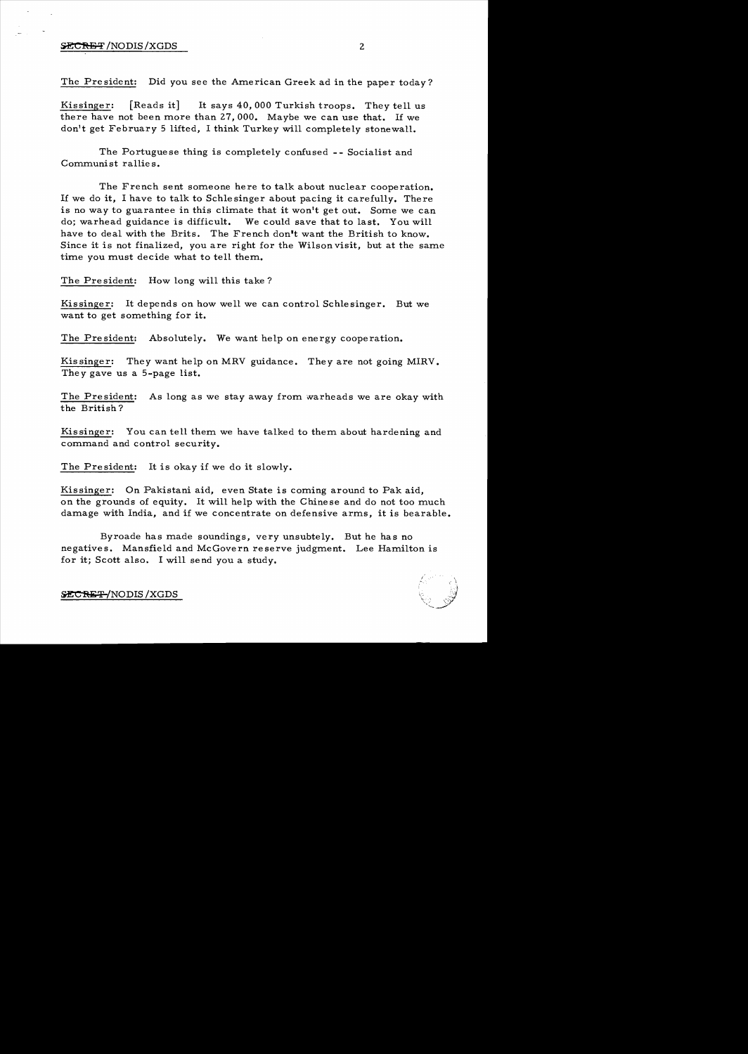The President: Did you see the American Greek ad in the paper today?

Kissinger: [Reads it] It says 40,000 Turkish troops. They tell us there have not been more than 27,000. Maybe we can use that. If we don't get February 5 lifted, I think Turkey will completely stonewall.

The Portuguese thing is completely confused -- Socialist and Communist rallies.

The French sent someone here to talk about nuclear cooperation. If we do it, I have to talk to Schlesinger about pacing it carefully. There is no way to guarantee in this climate that it won't get out. Some we can do; warhead guidance is difficult. We could save that to last. You will have to deal with the Brits. The French don't want the British to know. Since it is not finalized, you are right for the Wilson visit, but at the same time you must decide what to tell them.

The President: How long will this take?

Kissinger: It depends on how well we can control Schlesinger. But we want to get something for it.

The President: Absolutely. We want help on energy cooperation.

Kissinger: They want help on MRV guidance. They are not going MIRV. They gave us a 5-page list.

The President: As long as we stay away from warheads we are okay with the British?

Kissinger: You can tell them we have talked to them about hardening and command and control security.

The President: It is okay if we do it slowly.

Kissinger: On Pakistani aid, even State is coming around to Pak aid, on the grounds of equity. It will help with the Chinese and do not too much damage with India, and if we concentrate on defensive arms, it is bearable.

Byroade has made soundings, very unsubtely. But he has no negatives. Mansfield and McGovern reserve judgment. Lee Hamilton is for it; Scott also. I will send you a study.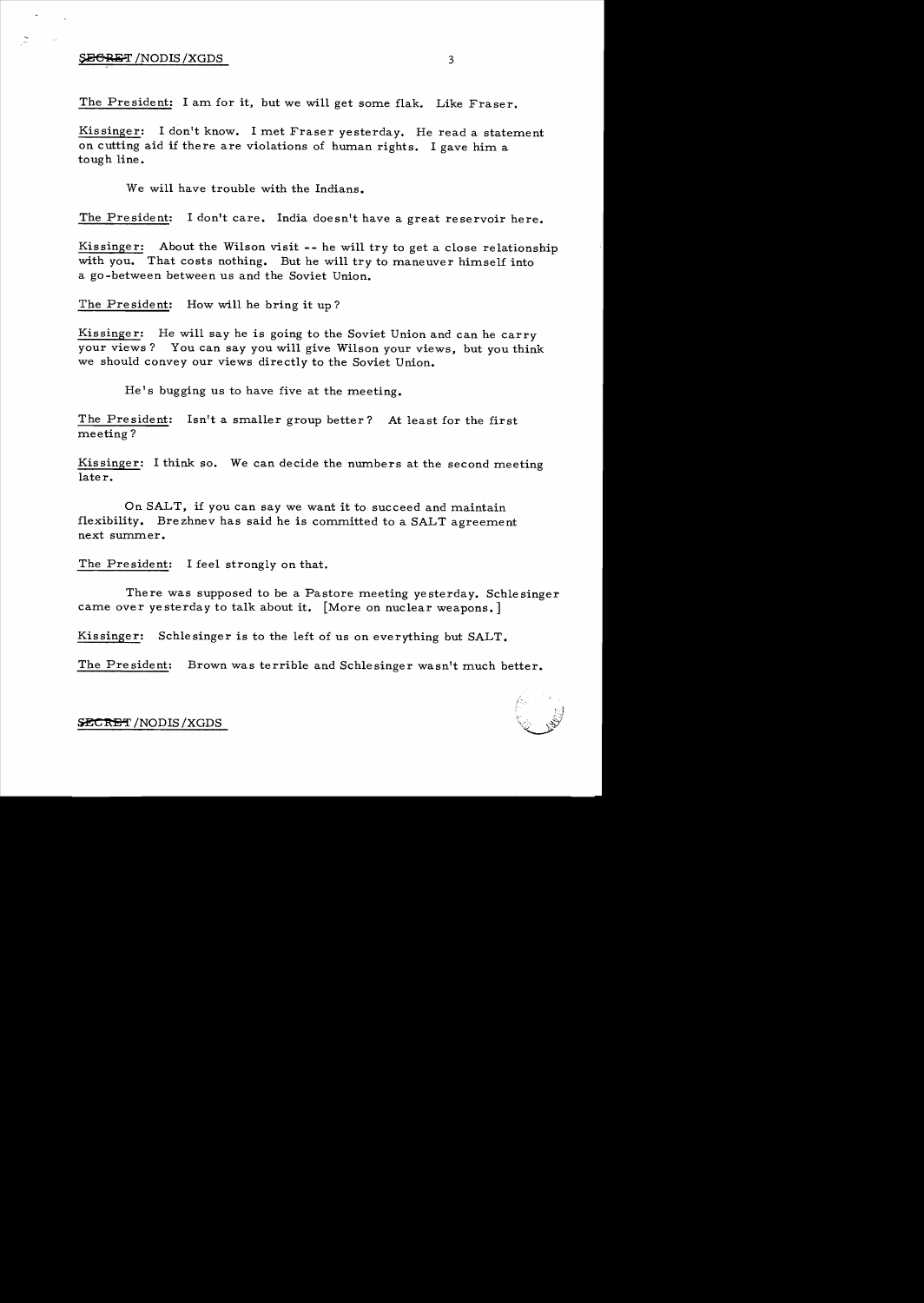The President: I am for it, but we will get some flak. Like Fraser.

Kissinger: I don't know. I met Fraser yesterday. He read a statement on cutting aid if there are violations of human rights. I gave him a tough line.

We will have trouble with the Indians.

The President: I don't care. India doesn't have a great reservoir here.

Kissinger: About the Wilson visit -- he will try to get a close relationship with you. That costs nothing. But he will try to maneuver himself into a go-between between us and the Soviet Union.

The President: How will he bring it up?

Kissinger: He will say he is going to the Soviet Union and can he carry your views? You can say you will give Wilson your views, but you think we should convey our views directly to the Soviet Union.

He's bugging us to have five at the meeting.

The President: Isn't a smaller group better? At least for the first meeting?

Kissinger: I think so. We can decide the numbers at the second meeting later.

On SALT, if you can say we want it to succeed and maintain flexibility. Brezhnev has said he is committed to a SALT agreement next summer.

The President: I feel strongly on that.

There was supposed to be a Pastore meeting yesterday. Schlesinger came over yesterday to talk about it. [More on nuclear weapons.]

Kissinger: Schlesinger is to the left of us on everything but SALT.

The President: Brown was terrible and Schlesinger wasn't much better.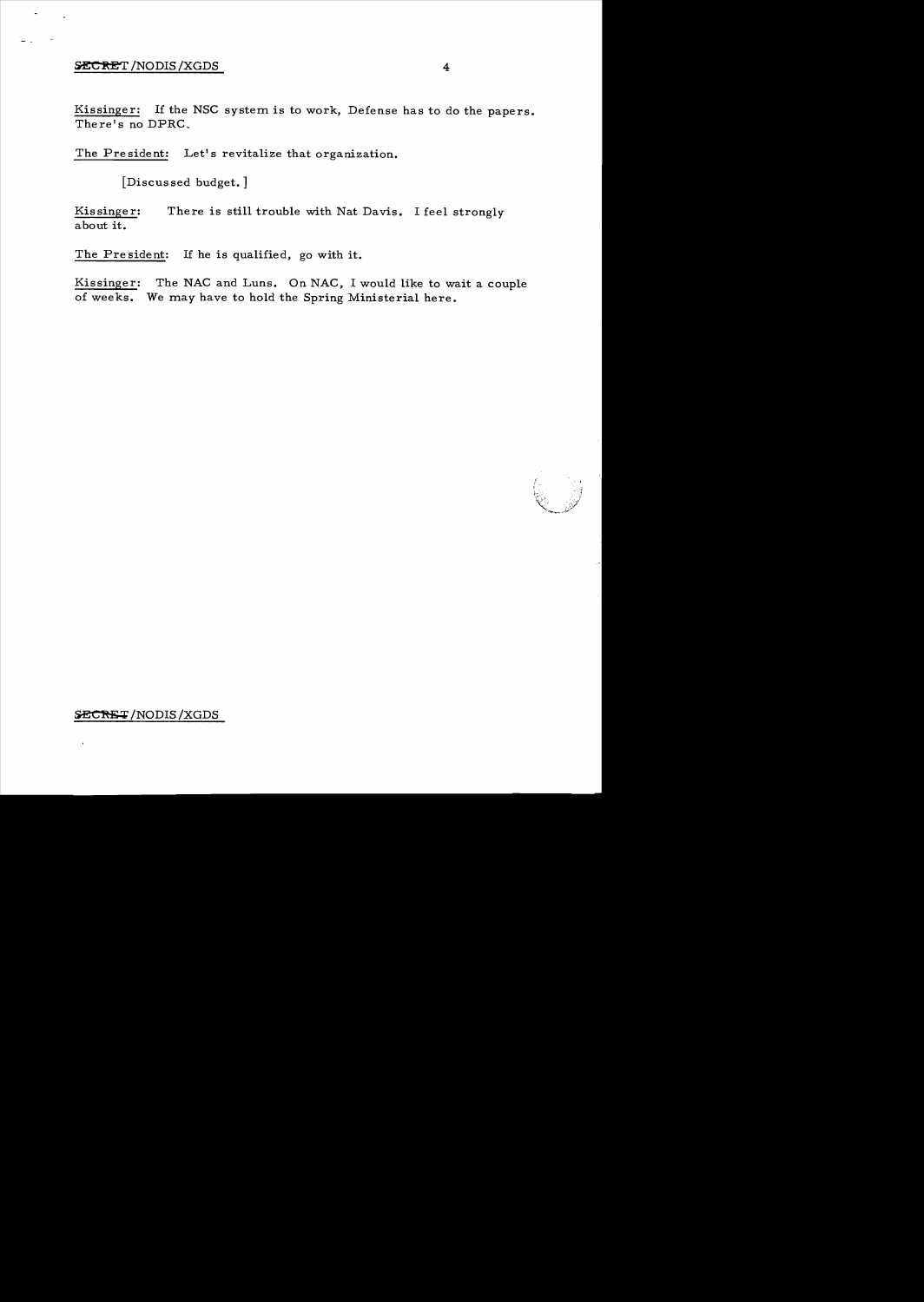Kissinger: If the NSC system is to work, Defense has to do the papers. There's no DPRC.

The President: Let's revitalize that organization.

[Discussed budget.]

Kissinger: There is still trouble with Nat Davis. I feel strongly about it.

The President: If he is qualified, go with it.

Kissinger: The NAC and Luns. On NAC, I would like to wait a couple of weeks. We may have to hold the Spring Ministerial here.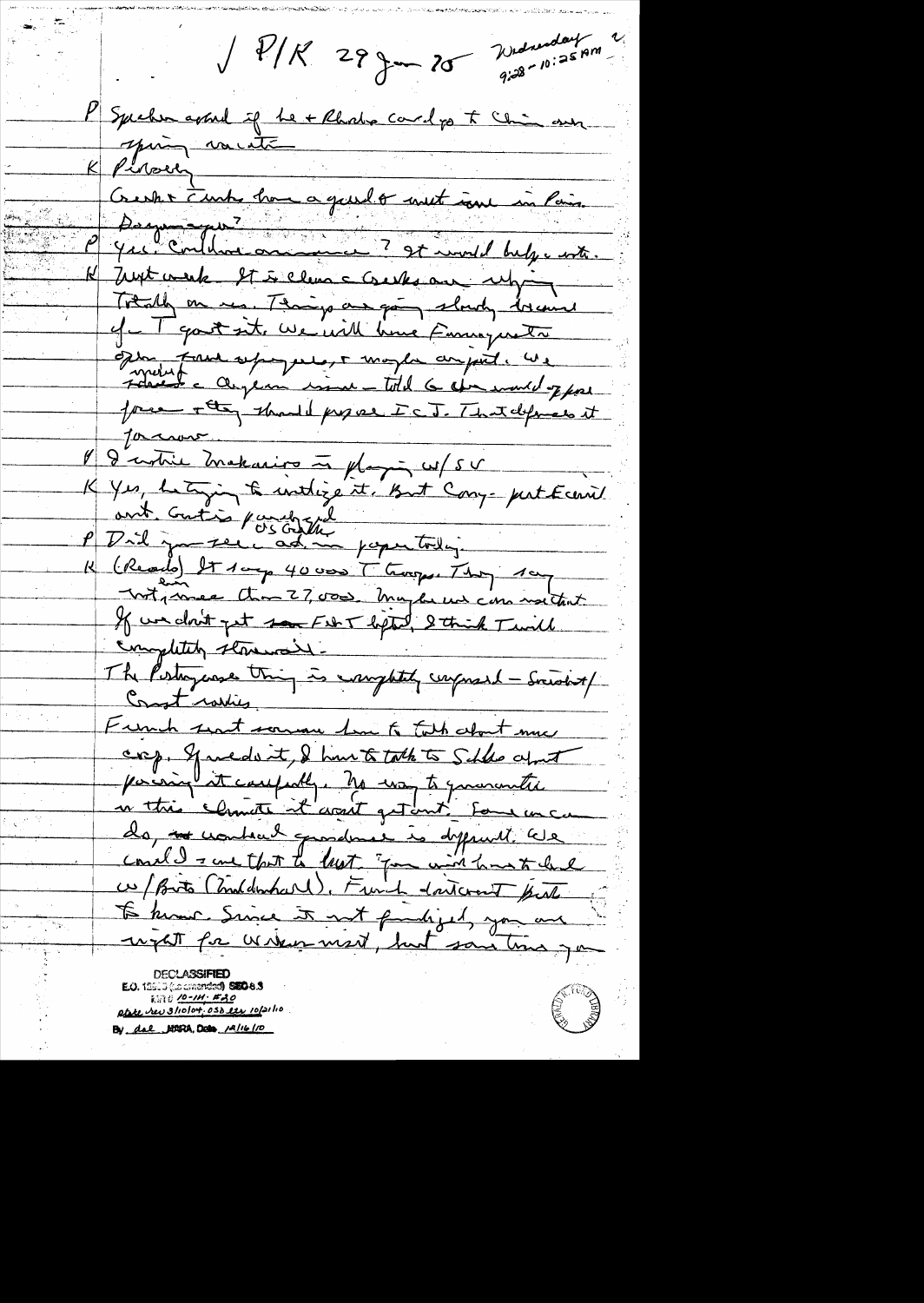✓ P/K 29 Jan 75 Wednesday 9:28 - 10:25 AM

P Speaker asked if he + Rhodes could go to China on spring vacation.

K Pirorey

Greeks + Turks have agreed to meet soon in Paris. Do you agree?

P Yes. Could we announce? It would help w/ vote.

K Next week. It is clear Greeks are upping. Totally on us. Things are going slowly because of T govt sit. We will have Famagusta open, Turk ref ~~people~~, + maybe airport. We ~~talked~~ worked a Aegean issue — told G we would oppose force + they should propose ICJ. That defuses it for now.

P I notice Makarios is playing w/ SU

K Yes, he trying to utilize it. But Cong - put Ecevit out. Curtis ~~panicked~~ [US Gentile]

P Did you see ad in paper today.

K (Reads) It says 40,000 T troops. They say not more than 27,000. Maybe we can use that. If we don't get ~~som~~ Feb 5 lifted, I think T will completely stonewall.

The Portuguese thing is completely confused — Socialist/Communist rallies.

French sent someone here to talk about nuc coop. If we do it, I have to talk to Schles about parsing it carefully. No way to guarantee in this climate it won't get out. Some we can do, ~~us~~ warhead guidance is difficult. We could ~~s~~ use that to last. You will have to deal w/ Brits (Wilson). French don't want Brits to know. Since it not finalized, you are right for Wilson visit, but sometime you

DECLASSIFIED
E.O. 12958 (as amended) SEC 3.3
MR 10-114, #30
State rev 3/10/04, OSD rev 10/21/10
By dal NARA, Date 12/16/10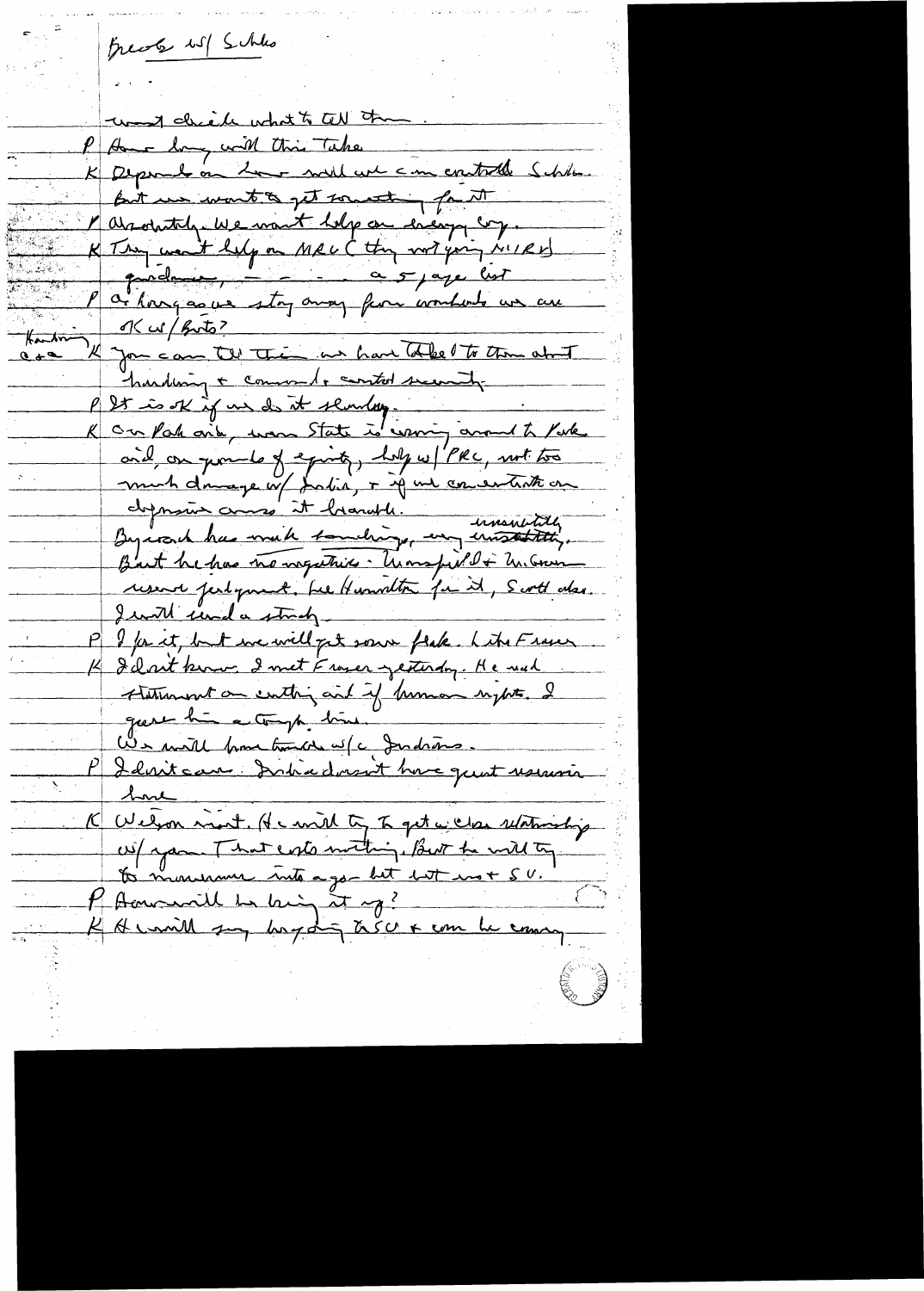Brezh. w/ Schles

must decide what to tell them.

P How long will this take

K Depends on how well we can control Schles. But we want to get something for it

P Absolutely. We want help on energy cry.

K They won't help on MRC (they not going NIRD guidance, — — — a 5 page list

P As long as we stay away from wombats we are OK w/ Brits?

Kardaway

C+a K You can tell them we have talked to them about hardening & command control security

P It is OK if we do it slowly.

K On Pak aid, even State is coming around to Pak aid, on grounds of equity, help w/ PRC, not too much damage w/ India, & if we concentrate on defensive arms it tolerable.

Byroade has made soundings, very unsuccessfully. But he has no negatives. Mansfield & McGovern urged judgment. Lee Hamilton for it, Scott also. I will send a study.

P I'm for it, but we will get some flak. Like Fraser

K I don't know. I met Fraser yesterday. He read statement on entering and if human rights. I gave him a tough time.

We will have trouble w/ c Indians.

P I don't care. India doesn't have great resources here

K Wilson visit. He will try to get a close relationship w/ you. That costs nothing. But he will try to maneuver into a go-between w/ SU.

P How will he bring it up?

K He will say he's going to SU & can he convey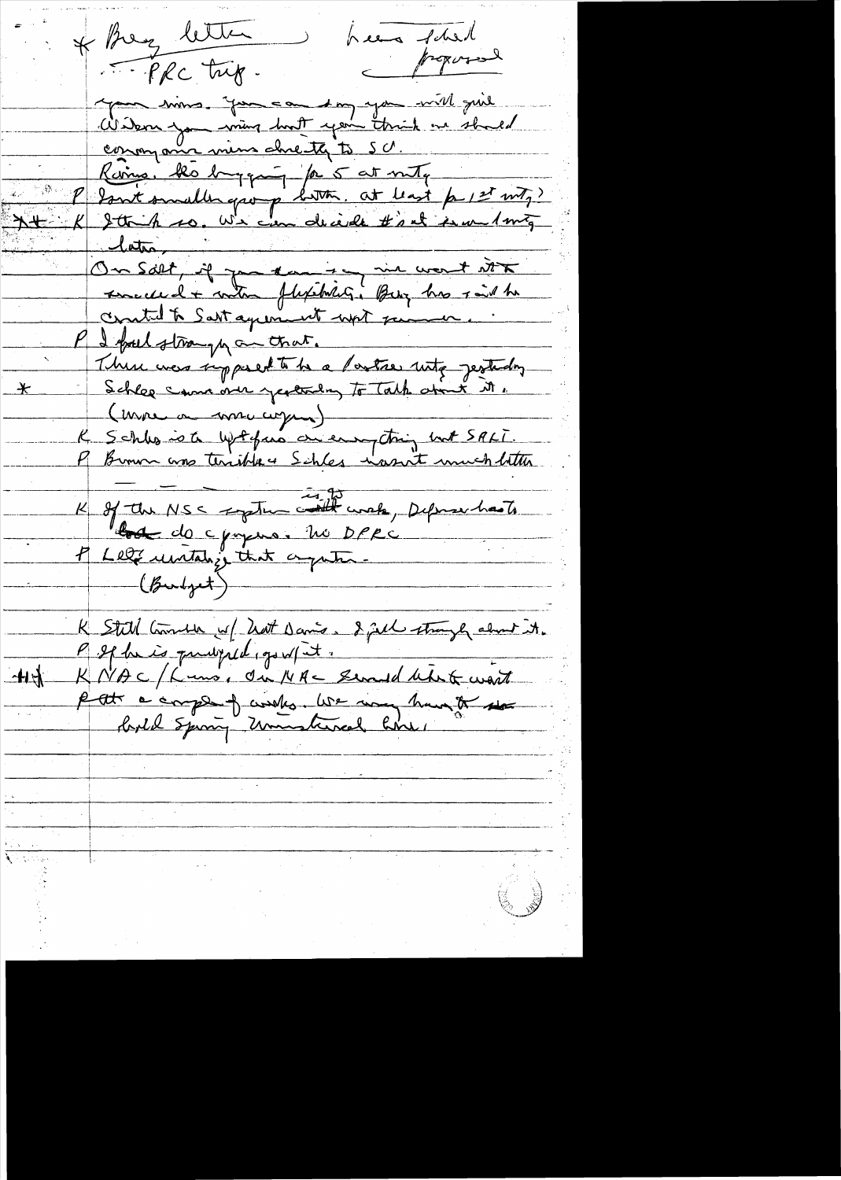\* Brez letter — Leeus schedl
— PRC trip. — proposal

your views. You can say you will give
Wisdom your views but you think we should
convey our views directly to SU.

Rumsf. He's begging for 5 at mtg.

P Isn't smaller group better. at least for 1st mtg?

\*\* K I think so. We can decide this at some later mtg
later.

On SALT, if you can say we want it
succeed + within flexibility. Brez has said he
wanted to Salt agreement next summer.

P I feel strongly on that.

There was supposed to be a Bartree mtg yesterday
\* Schles came over yesterday to talk about it.
(more on worse anyway)

K Schles is a hysteric on everything but SALT.

P Brown was terrible + Schles hasn't much better

K If the NSC system is to work, Defense has to
do c papers. No DPRC

P Let's undertake that anyway.
(Budget)

K Still trouble w/ Nat Davis. I feel strongly about it.

P If he is qualified, go w/ it.

\#\# K NAC/Lums. On NAC - Seemed like to want
Rott a couple of weeks. We may have to
hold Spring Ministerial here.